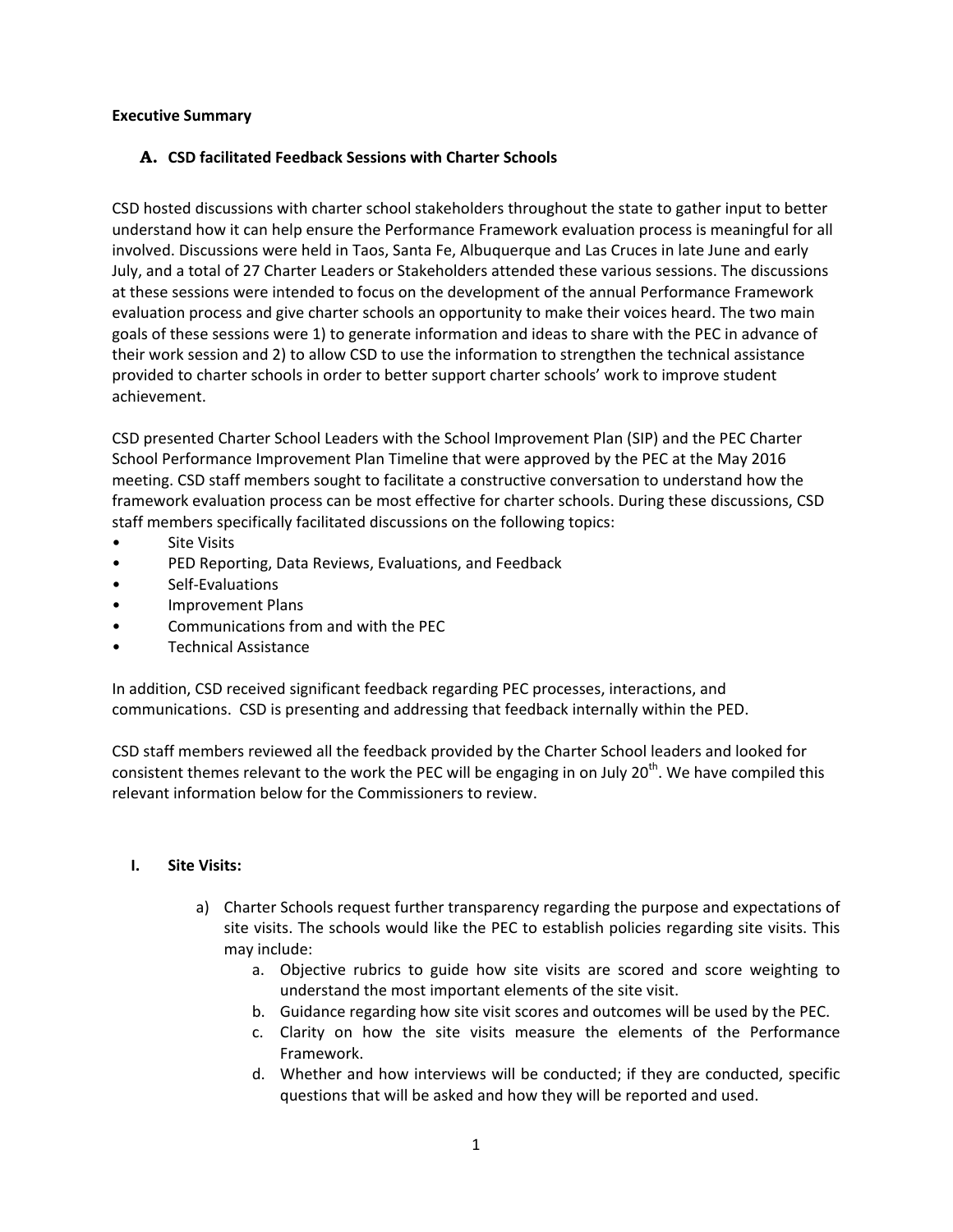**Executive Summary**

## A. CSD facilitated Feedback Sessions with Charter Schools

CSD hosted discussions with charter school stakeholders throughout the state to gather input to better understand how it can help ensure the Performance Framework evaluation process is meaningful for all involved. Discussions were held in Taos, Santa Fe, Albuquerque and Las Cruces in late June and early July, and a total of 27 Charter Leaders or Stakeholders attended these various sessions. The discussions at these sessions were intended to focus on the development of the annual Performance Framework evaluation process and give charter schools an opportunity to make their voices heard. The two main goals of these sessions were 1) to generate information and ideas to share with the PEC in advance of their work session and 2) to allow CSD to use the information to strengthen the technical assistance provided to charter schools in order to better support charter schools' work to improve student achievement.

CSD presented Charter School Leaders with the School Improvement Plan (SIP) and the PEC Charter School Performance Improvement Plan Timeline that were approved by the PEC at the May 2016 meeting. CSD staff members sought to facilitate a constructive conversation to understand how the framework evaluation process can be most effective for charter schools. During these discussions, CSD staff members specifically facilitated discussions on the following topics:

- Site Visits
- PED Reporting, Data Reviews, Evaluations, and Feedback
- Self-Evaluations
- Improvement Plans
- Communications from and with the PEC
- Technical Assistance

In addition, CSD received significant feedback regarding PEC processes, interactions, and communications. CSD is presenting and addressing that feedback internally within the PED.

CSD staff members reviewed all the feedback provided by the Charter School leaders and looked for consistent themes relevant to the work the PEC will be engaging in on July 20th. We have compiled this relevant information below for the Commissioners to review.

### I. Site Visits:

a) Charter Schools request further transparency regarding the purpose and expectations of site visits. The schools would like the PEC to establish policies regarding site visits. This may include:
   a. Objective rubrics to guide how site visits are scored and score weighting to understand the most important elements of the site visit.
   b. Guidance regarding how site visit scores and outcomes will be used by the PEC.
   c. Clarity on how the site visits measure the elements of the Performance Framework.
   d. Whether and how interviews will be conducted; if they are conducted, specific questions that will be asked and how they will be reported and used.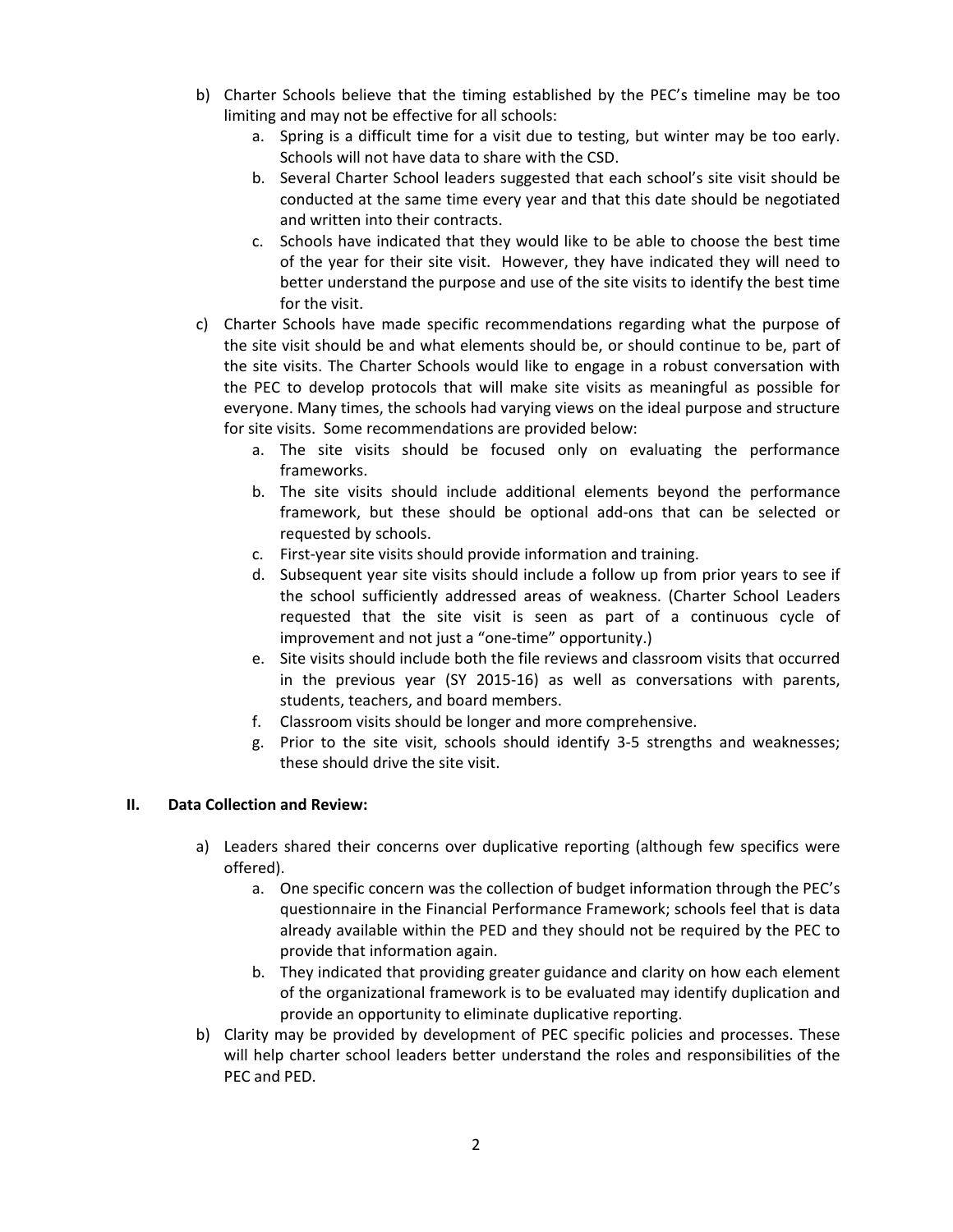b) Charter Schools believe that the timing established by the PEC's timeline may be too limiting and may not be effective for all schools:

   a. Spring is a difficult time for a visit due to testing, but winter may be too early. Schools will not have data to share with the CSD.
   b. Several Charter School leaders suggested that each school's site visit should be conducted at the same time every year and that this date should be negotiated and written into their contracts.
   c. Schools have indicated that they would like to be able to choose the best time of the year for their site visit. However, they have indicated they will need to better understand the purpose and use of the site visits to identify the best time for the visit.

c) Charter Schools have made specific recommendations regarding what the purpose of the site visit should be and what elements should be, or should continue to be, part of the site visits. The Charter Schools would like to engage in a robust conversation with the PEC to develop protocols that will make site visits as meaningful as possible for everyone. Many times, the schools had varying views on the ideal purpose and structure for site visits. Some recommendations are provided below:

   a. The site visits should be focused only on evaluating the performance frameworks.
   b. The site visits should include additional elements beyond the performance framework, but these should be optional add-ons that can be selected or requested by schools.
   c. First-year site visits should provide information and training.
   d. Subsequent year site visits should include a follow up from prior years to see if the school sufficiently addressed areas of weakness. (Charter School Leaders requested that the site visit is seen as part of a continuous cycle of improvement and not just a "one-time" opportunity.)
   e. Site visits should include both the file reviews and classroom visits that occurred in the previous year (SY 2015-16) as well as conversations with parents, students, teachers, and board members.
   f. Classroom visits should be longer and more comprehensive.
   g. Prior to the site visit, schools should identify 3-5 strengths and weaknesses; these should drive the site visit.

## II. Data Collection and Review:

a) Leaders shared their concerns over duplicative reporting (although few specifics were offered).

   a. One specific concern was the collection of budget information through the PEC's questionnaire in the Financial Performance Framework; schools feel that is data already available within the PED and they should not be required by the PEC to provide that information again.
   b. They indicated that providing greater guidance and clarity on how each element of the organizational framework is to be evaluated may identify duplication and provide an opportunity to eliminate duplicative reporting.

b) Clarity may be provided by development of PEC specific policies and processes. These will help charter school leaders better understand the roles and responsibilities of the PEC and PED.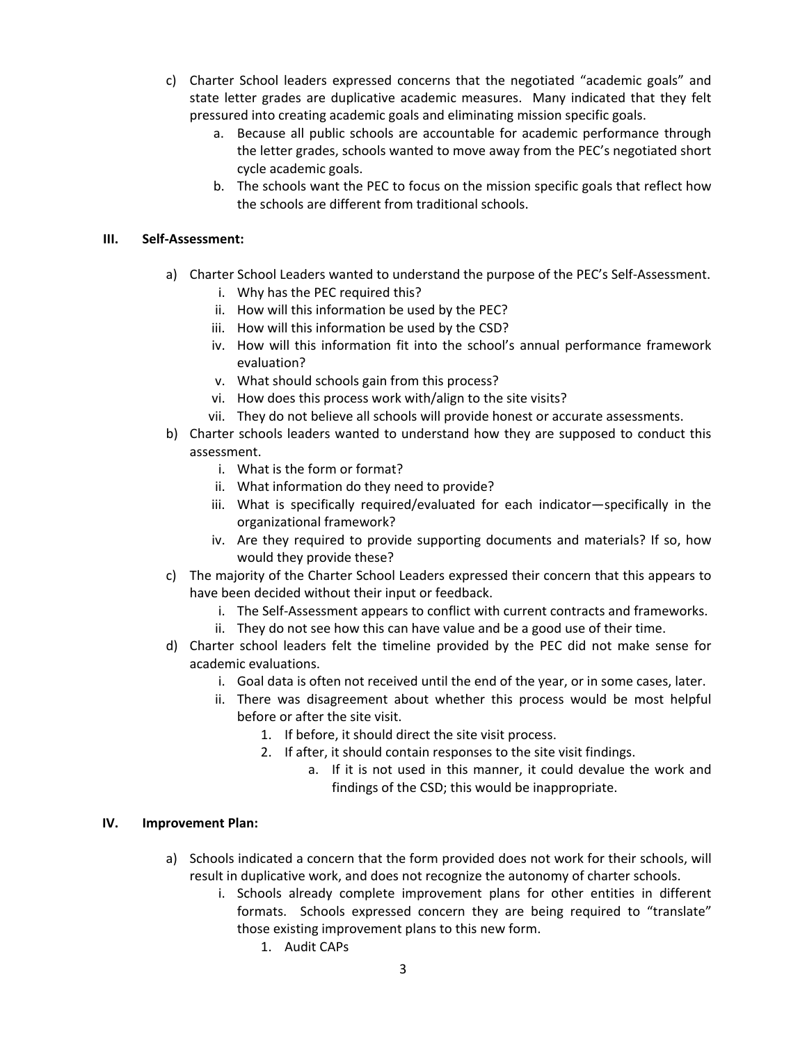c) Charter School leaders expressed concerns that the negotiated "academic goals" and state letter grades are duplicative academic measures. Many indicated that they felt pressured into creating academic goals and eliminating mission specific goals.
   a. Because all public schools are accountable for academic performance through the letter grades, schools wanted to move away from the PEC's negotiated short cycle academic goals.
   b. The schools want the PEC to focus on the mission specific goals that reflect how the schools are different from traditional schools.

## III. Self-Assessment:

a) Charter School Leaders wanted to understand the purpose of the PEC's Self-Assessment.
   i. Why has the PEC required this?
   ii. How will this information be used by the PEC?
   iii. How will this information be used by the CSD?
   iv. How will this information fit into the school's annual performance framework evaluation?
   v. What should schools gain from this process?
   vi. How does this process work with/align to the site visits?
   vii. They do not believe all schools will provide honest or accurate assessments.
b) Charter schools leaders wanted to understand how they are supposed to conduct this assessment.
   i. What is the form or format?
   ii. What information do they need to provide?
   iii. What is specifically required/evaluated for each indicator—specifically in the organizational framework?
   iv. Are they required to provide supporting documents and materials? If so, how would they provide these?
c) The majority of the Charter School Leaders expressed their concern that this appears to have been decided without their input or feedback.
   i. The Self-Assessment appears to conflict with current contracts and frameworks.
   ii. They do not see how this can have value and be a good use of their time.
d) Charter school leaders felt the timeline provided by the PEC did not make sense for academic evaluations.
   i. Goal data is often not received until the end of the year, or in some cases, later.
   ii. There was disagreement about whether this process would be most helpful before or after the site visit.
      1. If before, it should direct the site visit process.
      2. If after, it should contain responses to the site visit findings.
         a. If it is not used in this manner, it could devalue the work and findings of the CSD; this would be inappropriate.

## IV. Improvement Plan:

a) Schools indicated a concern that the form provided does not work for their schools, will result in duplicative work, and does not recognize the autonomy of charter schools.
   i. Schools already complete improvement plans for other entities in different formats. Schools expressed concern they are being required to "translate" those existing improvement plans to this new form.
      1. Audit CAPs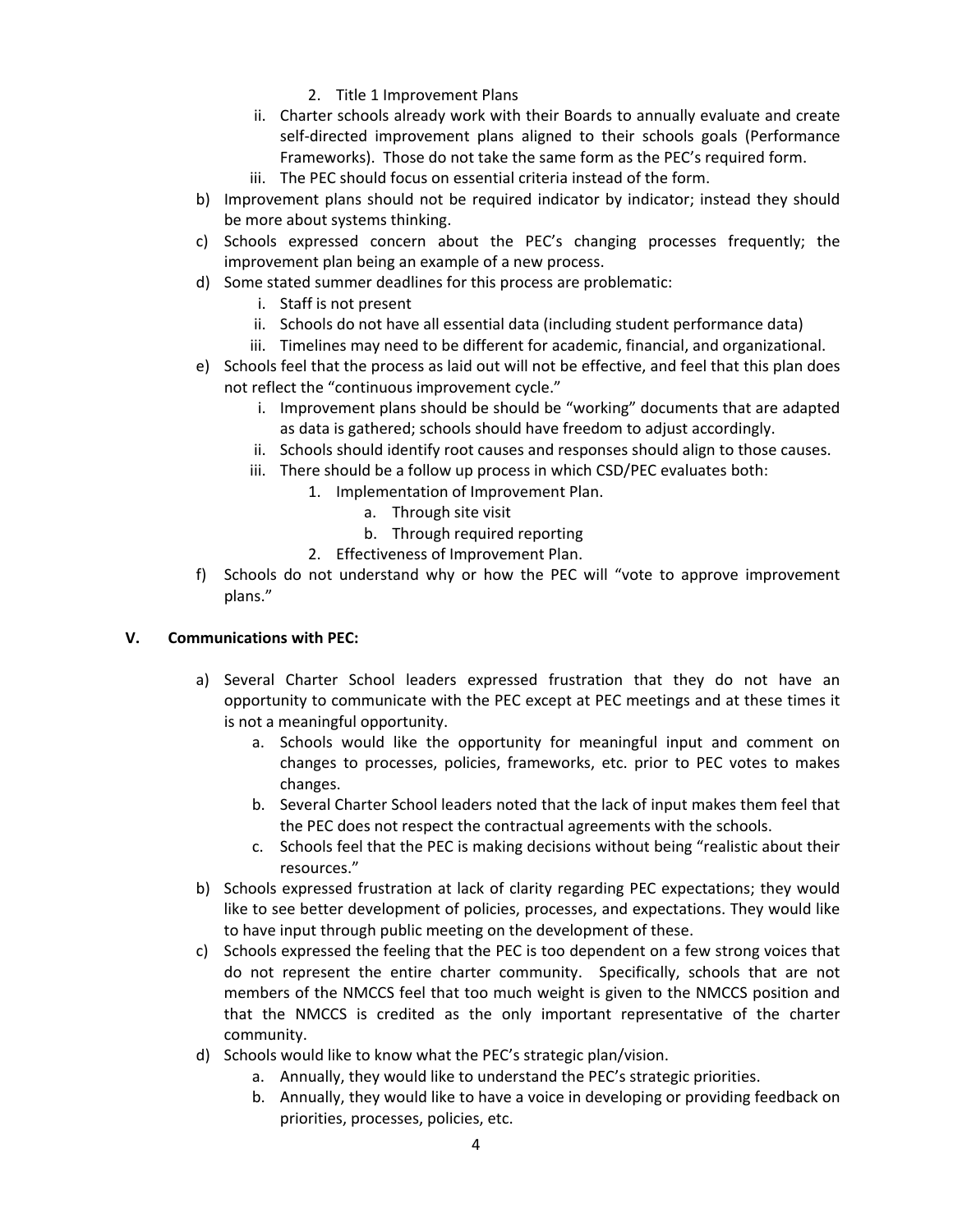2. Title 1 Improvement Plans

ii. Charter schools already work with their Boards to annually evaluate and create self-directed improvement plans aligned to their schools goals (Performance Frameworks). Those do not take the same form as the PEC's required form.

iii. The PEC should focus on essential criteria instead of the form.

b) Improvement plans should not be required indicator by indicator; instead they should be more about systems thinking.

c) Schools expressed concern about the PEC's changing processes frequently; the improvement plan being an example of a new process.

d) Some stated summer deadlines for this process are problematic:

  i. Staff is not present
  ii. Schools do not have all essential data (including student performance data)
  iii. Timelines may need to be different for academic, financial, and organizational.

e) Schools feel that the process as laid out will not be effective, and feel that this plan does not reflect the "continuous improvement cycle."

  i. Improvement plans should be should be "working" documents that are adapted as data is gathered; schools should have freedom to adjust accordingly.
  ii. Schools should identify root causes and responses should align to those causes.
  iii. There should be a follow up process in which CSD/PEC evaluates both:
    1. Implementation of Improvement Plan.
      a. Through site visit
      b. Through required reporting
    2. Effectiveness of Improvement Plan.

f) Schools do not understand why or how the PEC will "vote to approve improvement plans."

## V. Communications with PEC:

a) Several Charter School leaders expressed frustration that they do not have an opportunity to communicate with the PEC except at PEC meetings and at these times it is not a meaningful opportunity.

  a. Schools would like the opportunity for meaningful input and comment on changes to processes, policies, frameworks, etc. prior to PEC votes to makes changes.
  b. Several Charter School leaders noted that the lack of input makes them feel that the PEC does not respect the contractual agreements with the schools.
  c. Schools feel that the PEC is making decisions without being "realistic about their resources."

b) Schools expressed frustration at lack of clarity regarding PEC expectations; they would like to see better development of policies, processes, and expectations. They would like to have input through public meeting on the development of these.

c) Schools expressed the feeling that the PEC is too dependent on a few strong voices that do not represent the entire charter community. Specifically, schools that are not members of the NMCCS feel that too much weight is given to the NMCCS position and that the NMCCS is credited as the only important representative of the charter community.

d) Schools would like to know what the PEC's strategic plan/vision.

  a. Annually, they would like to understand the PEC's strategic priorities.
  b. Annually, they would like to have a voice in developing or providing feedback on priorities, processes, policies, etc.